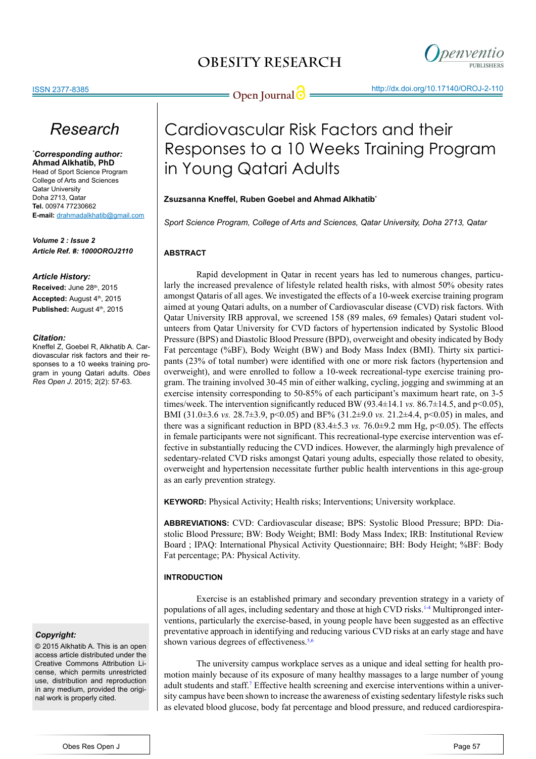# Cardiovascular Risk Factors and their Responses to a 10 Weeks Training Program in Young Qatari Adults

**Zsuzsanna Kneffel, Ruben Goebel and Ahmad Alkhatib***

*Sport Science Program, College of Arts and Sciences, Qatar University, Doha 2713, Qatar*

## Research

***Corresponding author:**
**Ahmad Alkhatib, PhD**
Head of Sport Science Program
College of Arts and Sciences
Qatar University
Doha 2713, Qatar
**Tel.** 00974 77230662
**E-mail:** drahmadalkhatib@gmail.com

***Volume 2 : Issue 2***
***Article Ref. #: 1000OROJ2110***

***Article History:***
**Received:** June 28th, 2015
**Accepted:** August 4th, 2015
**Published:** August 4th, 2015

***Citation:***
Kneffel Z, Goebel R, Alkhatib A. Cardiovascular risk factors and their responses to a 10 weeks training program in young Qatari adults. *Obes Res Open J.* 2015; 2(2): 57-63.

***Copyright:***
© 2015 Alkhatib A. This is an open access article distributed under the Creative Commons Attribution License, which permits unrestricted use, distribution and reproduction in any medium, provided the original work is properly cited.

### ABSTRACT

Rapid development in Qatar in recent years has led to numerous changes, particularly the increased prevalence of lifestyle related health risks, with almost 50% obesity rates amongst Qataris of all ages. We investigated the effects of a 10-week exercise training program aimed at young Qatari adults, on a number of Cardiovascular disease (CVD) risk factors. With Qatar University IRB approval, we screened 158 (89 males, 69 females) Qatari student volunteers from Qatar University for CVD factors of hypertension indicated by Systolic Blood Pressure (BPS) and Diastolic Blood Pressure (BPD), overweight and obesity indicated by Body Fat percentage (%BF), Body Weight (BW) and Body Mass Index (BMI). Thirty six participants (23% of total number) were identified with one or more risk factors (hypertension and overweight), and were enrolled to follow a 10-week recreational-type exercise training program. The training involved 30-45 min of either walking, cycling, jogging and swimming at an exercise intensity corresponding to 50-85% of each participant's maximum heart rate, on 3-5 times/week. The intervention significantly reduced BW (93.4±14.1 *vs.* 86.7±14.5, and $p<0.05$), BMI (31.0±3.6 *vs.* 28.7±3.9, $p<0.05$) and BF% (31.2±9.0 *vs.* 21.2±4.4, $p<0.05$) in males, and there was a significant reduction in BPD (83.4±5.3 *vs.* 76.0±9.2 mm Hg, $p<0.05$). The effects in female participants were not significant. This recreational-type exercise intervention was effective in substantially reducing the CVD indices. However, the alarmingly high prevalence of sedentary-related CVD risks amongst Qatari young adults, especially those related to obesity, overweight and hypertension necessitate further public health interventions in this age-group as an early prevention strategy.

**KEYWORD:** Physical Activity; Health risks; Interventions; University workplace.

**ABBREVIATIONS:** CVD: Cardiovascular disease; BPS: Systolic Blood Pressure; BPD: Diastolic Blood Pressure; BW: Body Weight; BMI: Body Mass Index; IRB: Institutional Review Board ; IPAQ: International Physical Activity Questionnaire; BH: Body Height; %BF: Body Fat percentage; PA: Physical Activity.

### INTRODUCTION

Exercise is an established primary and secondary prevention strategy in a variety of populations of all ages, including sedentary and those at high CVD risks.[1-4] Multipronged interventions, particularly the exercise-based, in young people have been suggested as an effective preventative approach in identifying and reducing various CVD risks at an early stage and have shown various degrees of effectiveness.[5,6]

The university campus workplace serves as a unique and ideal setting for health promotion mainly because of its exposure of many healthy massages to a large number of young adult students and staff.[7] Effective health screening and exercise interventions within a university campus have been shown to increase the awareness of existing sedentary lifestyle risks such as elevated blood glucose, body fat percentage and blood pressure, and reduced cardiorespira-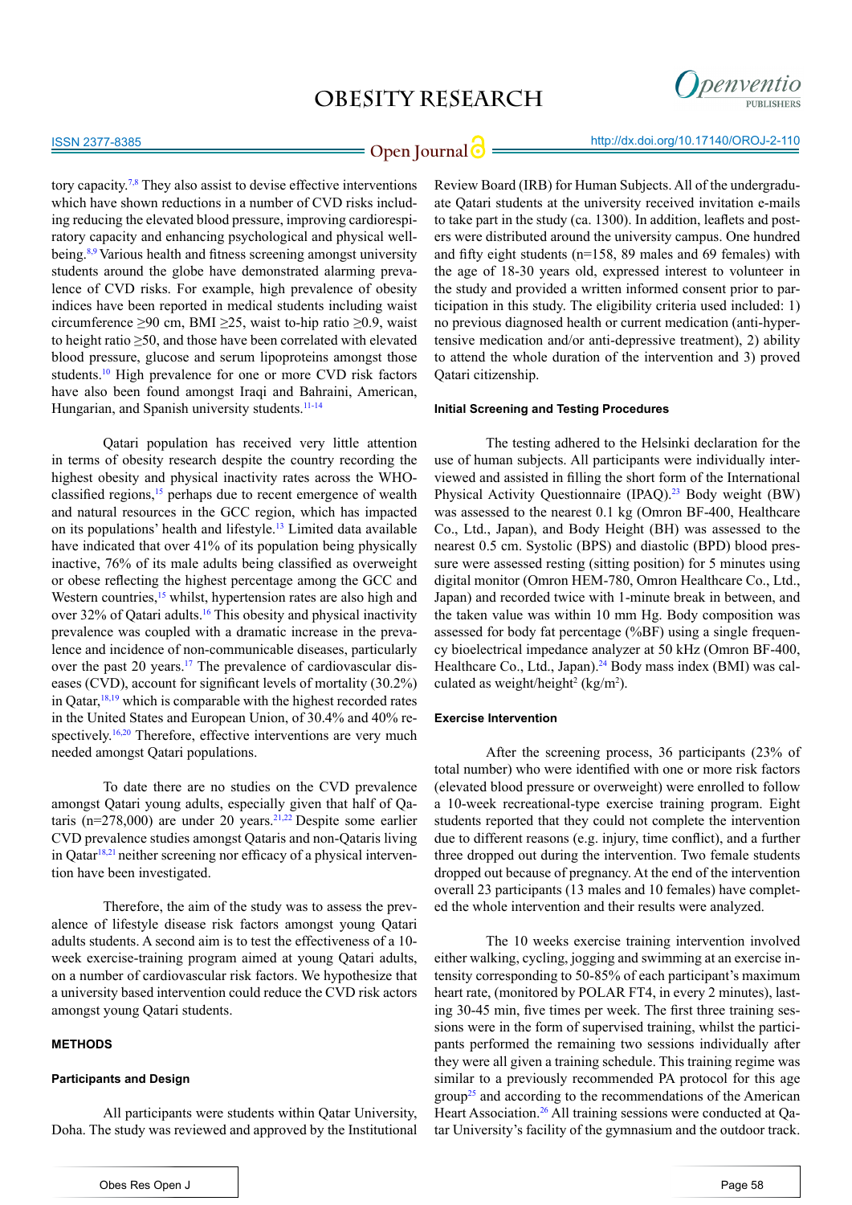tory capacity.[7,8] They also assist to devise effective interventions which have shown reductions in a number of CVD risks including reducing the elevated blood pressure, improving cardiorespiratory capacity and enhancing psychological and physical well-being.[8,9] Various health and fitness screening amongst university students around the globe have demonstrated alarming prevalence of CVD risks. For example, high prevalence of obesity indices have been reported in medical students including waist circumference ≥90 cm, BMI ≥25, waist to-hip ratio ≥0.9, waist to height ratio ≥50, and those have been correlated with elevated blood pressure, glucose and serum lipoproteins amongst those students.[10] High prevalence for one or more CVD risk factors have also been found amongst Iraqi and Bahraini, American, Hungarian, and Spanish university students.[11-14]

Qatari population has received very little attention in terms of obesity research despite the country recording the highest obesity and physical inactivity rates across the WHO-classified regions,[15] perhaps due to recent emergence of wealth and natural resources in the GCC region, which has impacted on its populations' health and lifestyle.[13] Limited data available have indicated that over 41% of its population being physically inactive, 76% of its male adults being classified as overweight or obese reflecting the highest percentage among the GCC and Western countries,[15] whilst, hypertension rates are also high and over 32% of Qatari adults.[16] This obesity and physical inactivity prevalence was coupled with a dramatic increase in the prevalence and incidence of non-communicable diseases, particularly over the past 20 years.[17] The prevalence of cardiovascular diseases (CVD), account for significant levels of mortality (30.2%) in Qatar,[18,19] which is comparable with the highest recorded rates in the United States and European Union, of 30.4% and 40% respectively.[16,20] Therefore, effective interventions are very much needed amongst Qatari populations.

To date there are no studies on the CVD prevalence amongst Qatari young adults, especially given that half of Qataris (n=278,000) are under 20 years.[21,22] Despite some earlier CVD prevalence studies amongst Qataris and non-Qataris living in Qatar[18,21] neither screening nor efficacy of a physical intervention have been investigated.

Therefore, the aim of the study was to assess the prevalence of lifestyle disease risk factors amongst young Qatari adults students. A second aim is to test the effectiveness of a 10-week exercise-training program aimed at young Qatari adults, on a number of cardiovascular risk factors. We hypothesize that a university based intervention could reduce the CVD risk actors amongst young Qatari students.

## METHODS

### Participants and Design

All participants were students within Qatar University, Doha. The study was reviewed and approved by the Institutional Review Board (IRB) for Human Subjects. All of the undergraduate Qatari students at the university received invitation e-mails to take part in the study (ca. 1300). In addition, leaflets and posters were distributed around the university campus. One hundred and fifty eight students (n=158, 89 males and 69 females) with the age of 18-30 years old, expressed interest to volunteer in the study and provided a written informed consent prior to participation in this study. The eligibility criteria used included: 1) no previous diagnosed health or current medication (anti-hypertensive medication and/or anti-depressive treatment), 2) ability to attend the whole duration of the intervention and 3) proved Qatari citizenship.

### Initial Screening and Testing Procedures

The testing adhered to the Helsinki declaration for the use of human subjects. All participants were individually interviewed and assisted in filling the short form of the International Physical Activity Questionnaire (IPAQ).[23] Body weight (BW) was assessed to the nearest 0.1 kg (Omron BF-400, Healthcare Co., Ltd., Japan), and Body Height (BH) was assessed to the nearest 0.5 cm. Systolic (BPS) and diastolic (BPD) blood pressure were assessed resting (sitting position) for 5 minutes using digital monitor (Omron HEM-780, Omron Healthcare Co., Ltd., Japan) and recorded twice with 1-minute break in between, and the taken value was within 10 mm Hg. Body composition was assessed for body fat percentage (%BF) using a single frequency bioelectrical impedance analyzer at 50 kHz (Omron BF-400, Healthcare Co., Ltd., Japan).[24] Body mass index (BMI) was calculated as weight/height$^2$ (kg/m$^2$).

### Exercise Intervention

After the screening process, 36 participants (23% of total number) who were identified with one or more risk factors (elevated blood pressure or overweight) were enrolled to follow a 10-week recreational-type exercise training program. Eight students reported that they could not complete the intervention due to different reasons (e.g. injury, time conflict), and a further three dropped out during the intervention. Two female students dropped out because of pregnancy. At the end of the intervention overall 23 participants (13 males and 10 females) have completed the whole intervention and their results were analyzed.

The 10 weeks exercise training intervention involved either walking, cycling, jogging and swimming at an exercise intensity corresponding to 50-85% of each participant's maximum heart rate, (monitored by POLAR FT4, in every 2 minutes), lasting 30-45 min, five times per week. The first three training sessions were in the form of supervised training, whilst the participants performed the remaining two sessions individually after they were all given a training schedule. This training regime was similar to a previously recommended PA protocol for this age group[25] and according to the recommendations of the American Heart Association.[26] All training sessions were conducted at Qatar University's facility of the gymnasium and the outdoor track.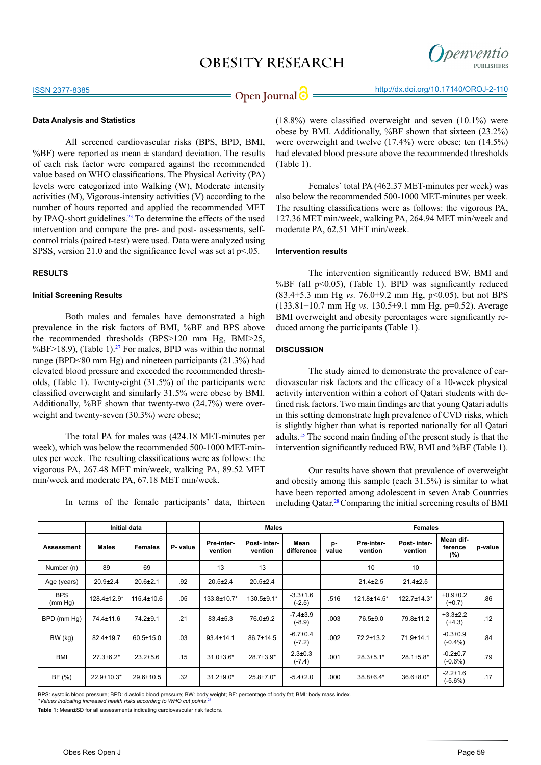### Data Analysis and Statistics

All screened cardiovascular risks (BPS, BPD, BMI, %BF) were reported as mean ± standard deviation. The results of each risk factor were compared against the recommended value based on WHO classifications. The Physical Activity (PA) levels were categorized into Walking (W), Moderate intensity activities (M), Vigorous-intensity activities (V) according to the number of hours reported and applied the recommended MET by IPAQ-short guidelines.[23] To determine the effects of the used intervention and compare the pre- and post- assessments, self-control trials (paired t-test) were used. Data were analyzed using SPSS, version 21.0 and the significance level was set at $p<.05$.

## RESULTS

### Initial Screening Results

Both males and females have demonstrated a high prevalence in the risk factors of BMI, %BF and BPS above the recommended thresholds (BPS>120 mm Hg, BMI>25, %BF>18.9), (Table 1).[27] For males, BPD was within the normal range (BPD<80 mm Hg) and nineteen participants (21.3%) had elevated blood pressure and exceeded the recommended thresholds, (Table 1). Twenty-eight (31.5%) of the participants were classified overweight and similarly 31.5% were obese by BMI. Additionally, %BF shown that twenty-two (24.7%) were overweight and twenty-seven (30.3%) were obese;

The total PA for males was (424.18 MET-minutes per week), which was below the recommended 500-1000 MET-minutes per week. The resulting classifications were as follows: the vigorous PA, 267.48 MET min/week, walking PA, 89.52 MET min/week and moderate PA, 67.18 MET min/week.

In terms of the female participants' data, thirteen (18.8%) were classified overweight and seven (10.1%) were obese by BMI. Additionally, %BF shown that sixteen (23.2%) were overweight and twelve (17.4%) were obese; ten (14.5%) had elevated blood pressure above the recommended thresholds (Table 1).

Females` total PA (462.37 MET-minutes per week) was also below the recommended 500-1000 MET-minutes per week. The resulting classifications were as follows: the vigorous PA, 127.36 MET min/week, walking PA, 264.94 MET min/week and moderate PA, 62.51 MET min/week.

### Intervention results

The intervention significantly reduced BW, BMI and %BF (all $p<0.05$), (Table 1). BPD was significantly reduced (83.4±5.3 mm Hg *vs.* 76.0±9.2 mm Hg, $p<0.05$), but not BPS (133.81±10.7 mm Hg *vs.* 130.5±9.1 mm Hg, $p=0.52$). Average BMI overweight and obesity percentages were significantly reduced among the participants (Table 1).

## DISCUSSION

The study aimed to demonstrate the prevalence of cardiovascular risk factors and the efficacy of a 10-week physical activity intervention within a cohort of Qatari students with defined risk factors. Two main findings are that young Qatari adults in this setting demonstrate high prevalence of CVD risks, which is slightly higher than what is reported nationally for all Qatari adults.[15] The second main finding of the present study is that the intervention significantly reduced BW, BMI and %BF (Table 1).

Our results have shown that prevalence of overweight and obesity among this sample (each 31.5%) is similar to what have been reported among adolescent in seven Arab Countries including Qatar.[28] Comparing the initial screening results of BMI

| | Initial data | | | Males | | | | Females | | | |
|---|---|---|---|---|---|---|---|---|---|---|---|
| Assessment | Males | Females | P- value | Pre-intervention | Post- intervention | Mean difference | p-value | Pre-intervention | Post- intervention | Mean difference (%) | p-value |
| Number (n) | 89 | 69 | | 13 | 13 | | | 10 | 10 | | |
| Age (years) | 20.9±2.4 | 20.6±2.1 | .92 | 20.5±2.4 | 20.5±2.4 | | | 21.4±2.5 | 21.4±2.5 | | |
| BPS (mm Hg) | 128.4±12.9* | 115.4±10.6 | .05 | 133.8±10.7* | 130.5±9.1* | -3.3±1.6 (-2.5) | .516 | 121.8±14.5* | 122.7±14.3* | +0.9±0.2 (+0.7) | .86 |
| BPD (mm Hg) | 74.4±11.6 | 74.2±9.1 | .21 | 83.4±5.3 | 76.0±9.2 | -7.4±3.9 (-8.9) | .003 | 76.5±9.0 | 79.8±11.2 | +3.3±2.2 (+4.3) | .12 |
| BW (kg) | 82.4±19.7 | 60.5±15.0 | .03 | 93.4±14.1 | 86.7±14.5 | -6.7±0.4 (-7.2) | .002 | 72.2±13.2 | 71.9±14.1 | -0.3±0.9 (-0.4%) | .84 |
| BMI | 27.3±6.2* | 23.2±5.6 | .15 | 31.0±3.6* | 28.7±3.9* | 2.3±0.3 (-7.4) | .001 | 28.3±5.1* | 28.1±5.8* | -0.2±0.7 (-0.6%) | .79 |
| BF (%) | 22.9±10.3* | 29.6±10.5 | .32 | 31.2±9.0* | 25.8±7.0* | -5.4±2.0 | .000 | 38.8±6.4* | 36.6±8.0* | -2.2±1.6 (-5.6%) | .17 |

BPS: systolic blood pressure; BPD: diastolic blood pressure; BW: body weight; BF: percentage of body fat; BMI: body mass index.
*\*Values indicating increased health risks according to WHO cut points.[27]*

**Table 1:** Mean±SD for all assessments indicating cardiovascular risk factors.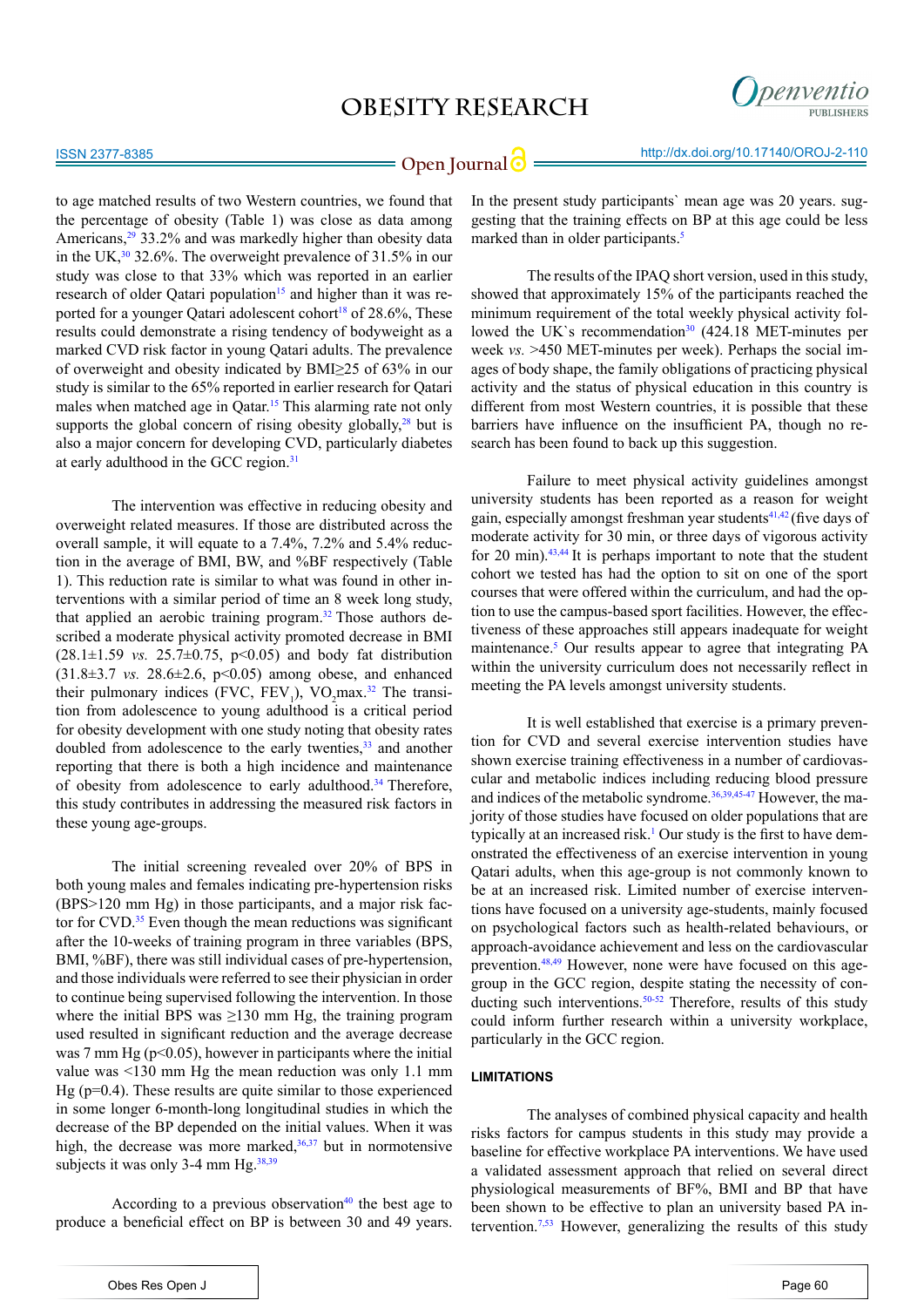to age matched results of two Western countries, we found that the percentage of obesity (Table 1) was close as data among Americans,[29] 33.2% and was markedly higher than obesity data in the UK,[30] 32.6%. The overweight prevalence of 31.5% in our study was close to that 33% which was reported in an earlier research of older Qatari population[15] and higher than it was reported for a younger Qatari adolescent cohort[18] of 28.6%, These results could demonstrate a rising tendency of bodyweight as a marked CVD risk factor in young Qatari adults. The prevalence of overweight and obesity indicated by BMI≥25 of 63% in our study is similar to the 65% reported in earlier research for Qatari males when matched age in Qatar.[15] This alarming rate not only supports the global concern of rising obesity globally,[28] but is also a major concern for developing CVD, particularly diabetes at early adulthood in the GCC region.[31]

The intervention was effective in reducing obesity and overweight related measures. If those are distributed across the overall sample, it will equate to a 7.4%, 7.2% and 5.4% reduction in the average of BMI, BW, and %BF respectively (Table 1). This reduction rate is similar to what was found in other interventions with a similar period of time an 8 week long study, that applied an aerobic training program.[32] Those authors described a moderate physical activity promoted decrease in BMI (28.1±1.59 *vs.* 25.7±0.75, $p<0.05$) and body fat distribution (31.8±3.7 *vs.* 28.6±2.6, $p<0.05$) among obese, and enhanced their pulmonary indices (FVC, $FEV_1$), $VO_2max$.[32] The transition from adolescence to young adulthood is a critical period for obesity development with one study noting that obesity rates doubled from adolescence to the early twenties,[33] and another reporting that there is both a high incidence and maintenance of obesity from adolescence to early adulthood.[34] Therefore, this study contributes in addressing the measured risk factors in these young age-groups.

The initial screening revealed over 20% of BPS in both young males and females indicating pre-hypertension risks (BPS>120 mm Hg) in those participants, and a major risk factor for CVD.[35] Even though the mean reductions was significant after the 10-weeks of training program in three variables (BPS, BMI, %BF), there was still individual cases of pre-hypertension, and those individuals were referred to see their physician in order to continue being supervised following the intervention. In those where the initial BPS was ≥130 mm Hg, the training program used resulted in significant reduction and the average decrease was 7 mm Hg ($p<0.05$), however in participants where the initial value was <130 mm Hg the mean reduction was only 1.1 mm Hg ($p=0.4$). These results are quite similar to those experienced in some longer 6-month-long longitudinal studies in which the decrease of the BP depended on the initial values. When it was high, the decrease was more marked,[36,37] but in normotensive subjects it was only 3-4 mm Hg.[38,39]

According to a previous observation[40] the best age to produce a beneficial effect on BP is between 30 and 49 years. In the present study participants` mean age was 20 years. suggesting that the training effects on BP at this age could be less marked than in older participants.[5]

The results of the IPAQ short version, used in this study, showed that approximately 15% of the participants reached the minimum requirement of the total weekly physical activity followed the UK`s recommendation[30] (424.18 MET-minutes per week *vs.* >450 MET-minutes per week). Perhaps the social images of body shape, the family obligations of practicing physical activity and the status of physical education in this country is different from most Western countries, it is possible that these barriers have influence on the insufficient PA, though no research has been found to back up this suggestion.

Failure to meet physical activity guidelines amongst university students has been reported as a reason for weight gain, especially amongst freshman year students[41,42] (five days of moderate activity for 30 min, or three days of vigorous activity for 20 min).[43,44] It is perhaps important to note that the student cohort we tested has had the option to sit on one of the sport courses that were offered within the curriculum, and had the option to use the campus-based sport facilities. However, the effectiveness of these approaches still appears inadequate for weight maintenance.[5] Our results appear to agree that integrating PA within the university curriculum does not necessarily reflect in meeting the PA levels amongst university students.

It is well established that exercise is a primary prevention for CVD and several exercise intervention studies have shown exercise training effectiveness in a number of cardiovascular and metabolic indices including reducing blood pressure and indices of the metabolic syndrome.[36,39,45-47] However, the majority of those studies have focused on older populations that are typically at an increased risk.[1] Our study is the first to have demonstrated the effectiveness of an exercise intervention in young Qatari adults, when this age-group is not commonly known to be at an increased risk. Limited number of exercise interventions have focused on a university age-students, mainly focused on psychological factors such as health-related behaviours, or approach-avoidance achievement and less on the cardiovascular prevention.[48,49] However, none were have focused on this age-group in the GCC region, despite stating the necessity of conducting such interventions.[50-52] Therefore, results of this study could inform further research within a university workplace, particularly in the GCC region.

## LIMITATIONS

The analyses of combined physical capacity and health risks factors for campus students in this study may provide a baseline for effective workplace PA interventions. We have used a validated assessment approach that relied on several direct physiological measurements of BF%, BMI and BP that have been shown to be effective to plan an university based PA intervention.[7,53] However, generalizing the results of this study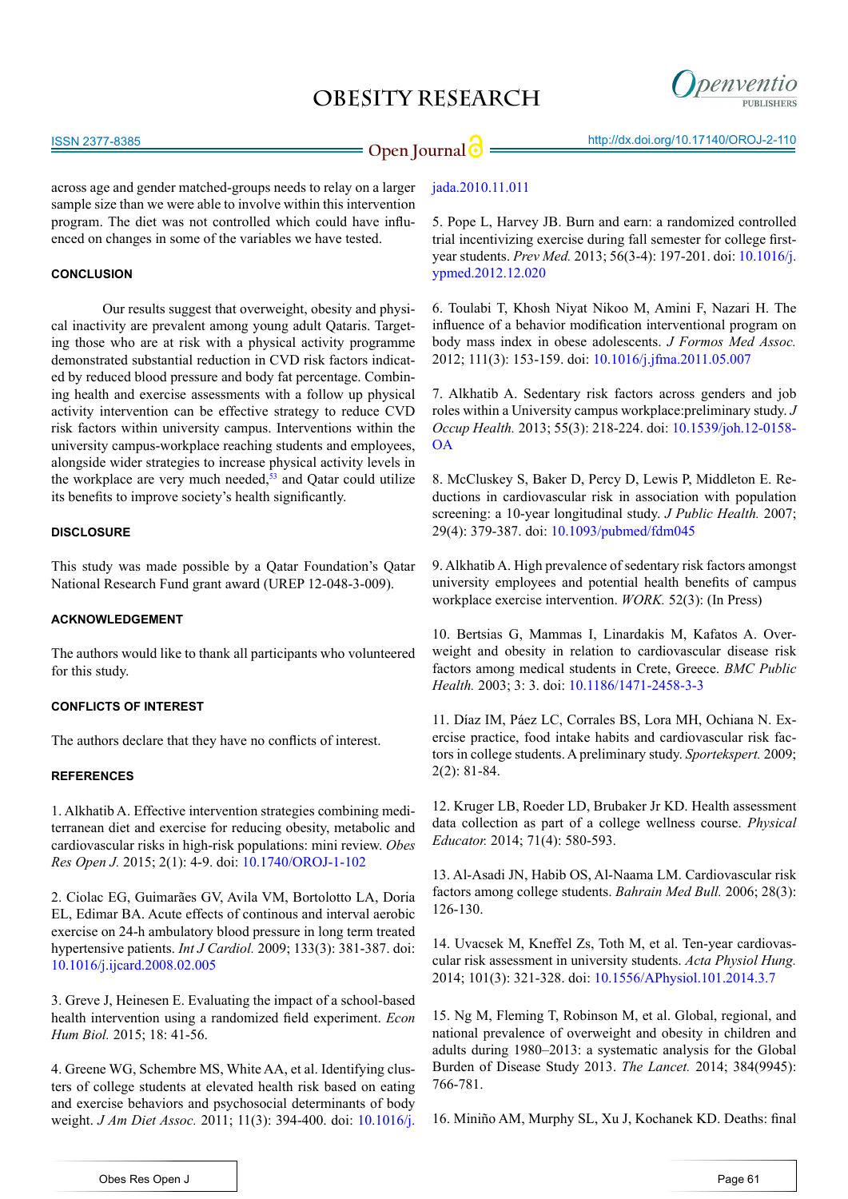across age and gender matched-groups needs to relay on a larger sample size than we were able to involve within this intervention program. The diet was not controlled which could have influenced on changes in some of the variables we have tested.

## CONCLUSION

Our results suggest that overweight, obesity and physical inactivity are prevalent among young adult Qataris. Targeting those who are at risk with a physical activity programme demonstrated substantial reduction in CVD risk factors indicated by reduced blood pressure and body fat percentage. Combining health and exercise assessments with a follow up physical activity intervention can be effective strategy to reduce CVD risk factors within university campus. Interventions within the university campus-workplace reaching students and employees, alongside wider strategies to increase physical activity levels in the workplace are very much needed,[53] and Qatar could utilize its benefits to improve society's health significantly.

## DISCLOSURE

This study was made possible by a Qatar Foundation's Qatar National Research Fund grant award (UREP 12-048-3-009).

## ACKNOWLEDGEMENT

The authors would like to thank all participants who volunteered for this study.

## CONFLICTS OF INTEREST

The authors declare that they have no conflicts of interest.

## REFERENCES

1. Alkhatib A. Effective intervention strategies combining mediterranean diet and exercise for reducing obesity, metabolic and cardiovascular risks in high-risk populations: mini review. *Obes Res Open J.* 2015; 2(1): 4-9. doi: 10.1740/OROJ-1-102

2. Ciolac EG, Guimarães GV, Avila VM, Bortolotto LA, Doria EL, Edimar BA. Acute effects of continous and interval aerobic exercise on 24-h ambulatory blood pressure in long term treated hypertensive patients. *Int J Cardiol.* 2009; 133(3): 381-387. doi: 10.1016/j.ijcard.2008.02.005

3. Greve J, Heinesen E. Evaluating the impact of a school-based health intervention using a randomized field experiment. *Econ Hum Biol.* 2015; 18: 41-56.

4. Greene WG, Schembre MS, White AA, et al. Identifying clusters of college students at elevated health risk based on eating and exercise behaviors and psychosocial determinants of body weight. *J Am Diet Assoc.* 2011; 11(3): 394-400. doi: 10.1016/j.jada.2010.11.011

5. Pope L, Harvey JB. Burn and earn: a randomized controlled trial incentivizing exercise during fall semester for college first-year students. *Prev Med.* 2013; 56(3-4): 197-201. doi: 10.1016/j.ypmed.2012.12.020

6. Toulabi T, Khosh Niyat Nikoo M, Amini F, Nazari H. The influence of a behavior modification interventional program on body mass index in obese adolescents. *J Formos Med Assoc.* 2012; 111(3): 153-159. doi: 10.1016/j.jfma.2011.05.007

7. Alkhatib A. Sedentary risk factors across genders and job roles within a University campus workplace:preliminary study. *J Occup Health.* 2013; 55(3): 218-224. doi: 10.1539/joh.12-0158-OA

8. McCluskey S, Baker D, Percy D, Lewis P, Middleton E. Reductions in cardiovascular risk in association with population screening: a 10-year longitudinal study. *J Public Health.* 2007; 29(4): 379-387. doi: 10.1093/pubmed/fdm045

9. Alkhatib A. High prevalence of sedentary risk factors amongst university employees and potential health benefits of campus workplace exercise intervention. *WORK.* 52(3): (In Press)

10. Bertsias G, Mammas I, Linardakis M, Kafatos A. Overweight and obesity in relation to cardiovascular disease risk factors among medical students in Crete, Greece. *BMC Public Health.* 2003; 3: 3. doi: 10.1186/1471-2458-3-3

11. Díaz IM, Páez LC, Corrales BS, Lora MH, Ochiana N. Exercise practice, food intake habits and cardiovascular risk factors in college students. A preliminary study. *Sportekspert.* 2009; 2(2): 81-84.

12. Kruger LB, Roeder LD, Brubaker Jr KD. Health assessment data collection as part of a college wellness course. *Physical Educator.* 2014; 71(4): 580-593.

13. Al-Asadi JN, Habib OS, Al-Naama LM. Cardiovascular risk factors among college students. *Bahrain Med Bull.* 2006; 28(3): 126-130.

14. Uvacsek M, Kneffel Zs, Toth M, et al. Ten-year cardiovascular risk assessment in university students. *Acta Physiol Hung.* 2014; 101(3): 321-328. doi: 10.1556/APhysiol.101.2014.3.7

15. Ng M, Fleming T, Robinson M, et al. Global, regional, and national prevalence of overweight and obesity in children and adults during 1980–2013: a systematic analysis for the Global Burden of Disease Study 2013. *The Lancet.* 2014; 384(9945): 766-781.

16. Miniño AM, Murphy SL, Xu J, Kochanek KD. Deaths: final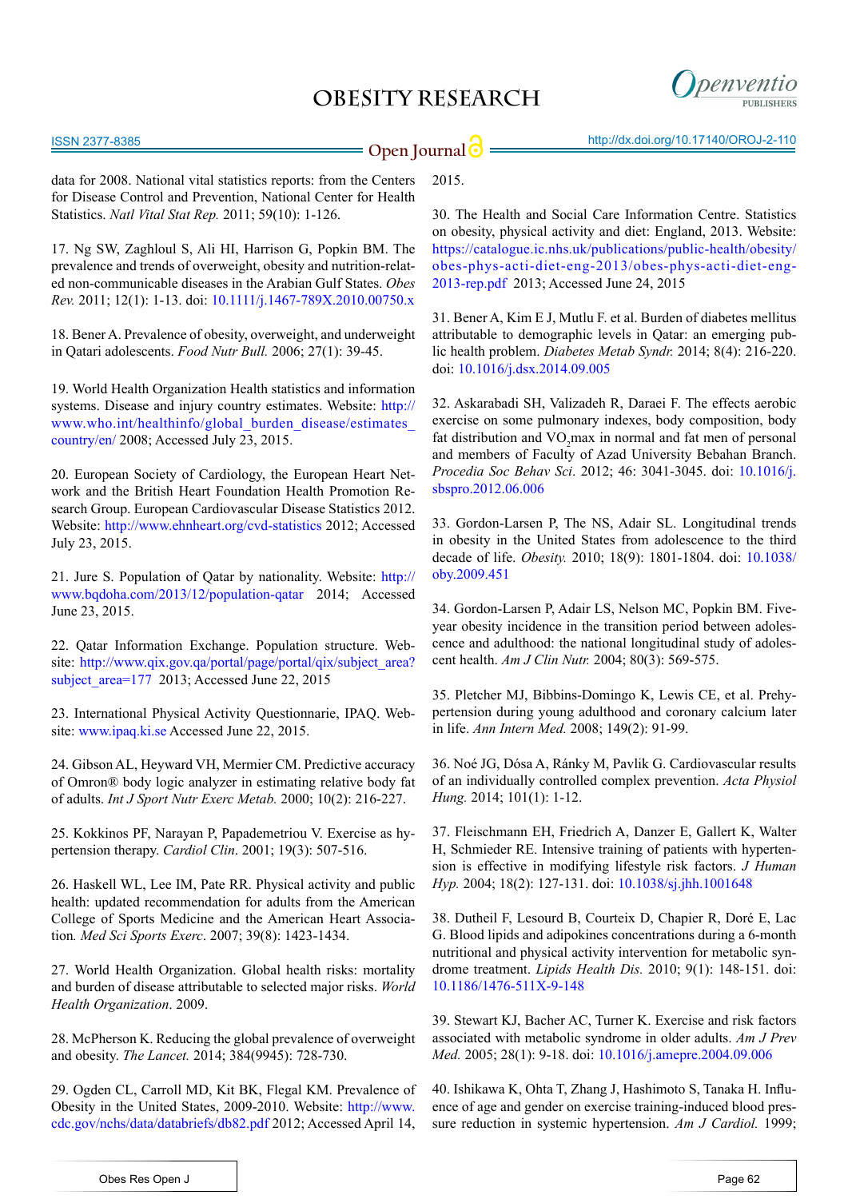data for 2008. National vital statistics reports: from the Centers for Disease Control and Prevention, National Center for Health Statistics. *Natl Vital Stat Rep.* 2011; 59(10): 1-126.

17. Ng SW, Zaghloul S, Ali HI, Harrison G, Popkin BM. The prevalence and trends of overweight, obesity and nutrition-related non-communicable diseases in the Arabian Gulf States. *Obes Rev.* 2011; 12(1): 1-13. doi: 10.1111/j.1467-789X.2010.00750.x

18. Bener A. Prevalence of obesity, overweight, and underweight in Qatari adolescents. *Food Nutr Bull.* 2006; 27(1): 39-45.

19. World Health Organization Health statistics and information systems. Disease and injury country estimates. Website: http://www.who.int/healthinfo/global_burden_disease/estimates_country/en/ 2008; Accessed July 23, 2015.

20. European Society of Cardiology, the European Heart Network and the British Heart Foundation Health Promotion Research Group. European Cardiovascular Disease Statistics 2012. Website: http://www.ehnheart.org/cvd-statistics 2012; Accessed July 23, 2015.

21. Jure S. Population of Qatar by nationality. Website: http://www.bqdoha.com/2013/12/population-qatar 2014; Accessed June 23, 2015.

22. Qatar Information Exchange. Population structure. Website: http://www.qix.gov.qa/portal/page/portal/qix/subject_area?subject_area=177 2013; Accessed June 22, 2015

23. International Physical Activity Questionnarie, IPAQ. Website: www.ipaq.ki.se Accessed June 22, 2015.

24. Gibson AL, Heyward VH, Mermier CM. Predictive accuracy of Omron® body logic analyzer in estimating relative body fat of adults. *Int J Sport Nutr Exerc Metab.* 2000; 10(2): 216-227.

25. Kokkinos PF, Narayan P, Papademetriou V. Exercise as hypertension therapy. *Cardiol Clin*. 2001; 19(3): 507-516.

26. Haskell WL, Lee IM, Pate RR. Physical activity and public health: updated recommendation for adults from the American College of Sports Medicine and the American Heart Association*. Med Sci Sports Exerc*. 2007; 39(8): 1423-1434.

27. World Health Organization. Global health risks: mortality and burden of disease attributable to selected major risks. *World Health Organization*. 2009.

28. McPherson K. Reducing the global prevalence of overweight and obesity. *The Lancet.* 2014; 384(9945): 728-730.

29. Ogden CL, Carroll MD, Kit BK, Flegal KM. Prevalence of Obesity in the United States, 2009-2010. Website: http://www.cdc.gov/nchs/data/databriefs/db82.pdf 2012; Accessed April 14, 2015.

30. The Health and Social Care Information Centre. Statistics on obesity, physical activity and diet: England, 2013. Website: https://catalogue.ic.nhs.uk/publications/public-health/obesity/obes-phys-acti-diet-eng-2013/obes-phys-acti-diet-eng-2013-rep.pdf 2013; Accessed June 24, 2015

31. Bener A, Kim E J, Mutlu F. et al. Burden of diabetes mellitus attributable to demographic levels in Qatar: an emerging public health problem. *Diabetes Metab Syndr.* 2014; 8(4): 216-220. doi: 10.1016/j.dsx.2014.09.005

32. Askarabadi SH, Valizadeh R, Daraei F. The effects aerobic exercise on some pulmonary indexes, body composition, body fat distribution and $VO_2$max in normal and fat men of personal and members of Faculty of Azad University Bebahan Branch. *Procedia Soc Behav Sci*. 2012; 46: 3041-3045. doi: 10.1016/j.sbspro.2012.06.006

33. Gordon-Larsen P, The NS, Adair SL. Longitudinal trends in obesity in the United States from adolescence to the third decade of life. *Obesity.* 2010; 18(9): 1801-1804. doi: 10.1038/oby.2009.451

34. Gordon-Larsen P, Adair LS, Nelson MC, Popkin BM. Five-year obesity incidence in the transition period between adolescence and adulthood: the national longitudinal study of adolescent health. *Am J Clin Nutr.* 2004; 80(3): 569-575.

35. Pletcher MJ, Bibbins-Domingo K, Lewis CE, et al. Prehypertension during young adulthood and coronary calcium later in life. *Ann Intern Med.* 2008; 149(2): 91-99.

36. Noé JG, Dósa A, Ránky M, Pavlik G. Cardiovascular results of an individually controlled complex prevention. *Acta Physiol Hung.* 2014; 101(1): 1-12.

37. Fleischmann EH, Friedrich A, Danzer E, Gallert K, Walter H, Schmieder RE. Intensive training of patients with hypertension is effective in modifying lifestyle risk factors. *J Human Hyp.* 2004; 18(2): 127-131. doi: 10.1038/sj.jhh.1001648

38. Dutheil F, Lesourd B, Courteix D, Chapier R, Doré E, Lac G. Blood lipids and adipokines concentrations during a 6-month nutritional and physical activity intervention for metabolic syndrome treatment. *Lipids Health Dis.* 2010; 9(1): 148-151. doi: 10.1186/1476-511X-9-148

39. Stewart KJ, Bacher AC, Turner K. Exercise and risk factors associated with metabolic syndrome in older adults. *Am J Prev Med.* 2005; 28(1): 9-18. doi: 10.1016/j.amepre.2004.09.006

40. Ishikawa K, Ohta T, Zhang J, Hashimoto S, Tanaka H. Influence of age and gender on exercise training-induced blood pressure reduction in systemic hypertension. *Am J Cardiol.* 1999;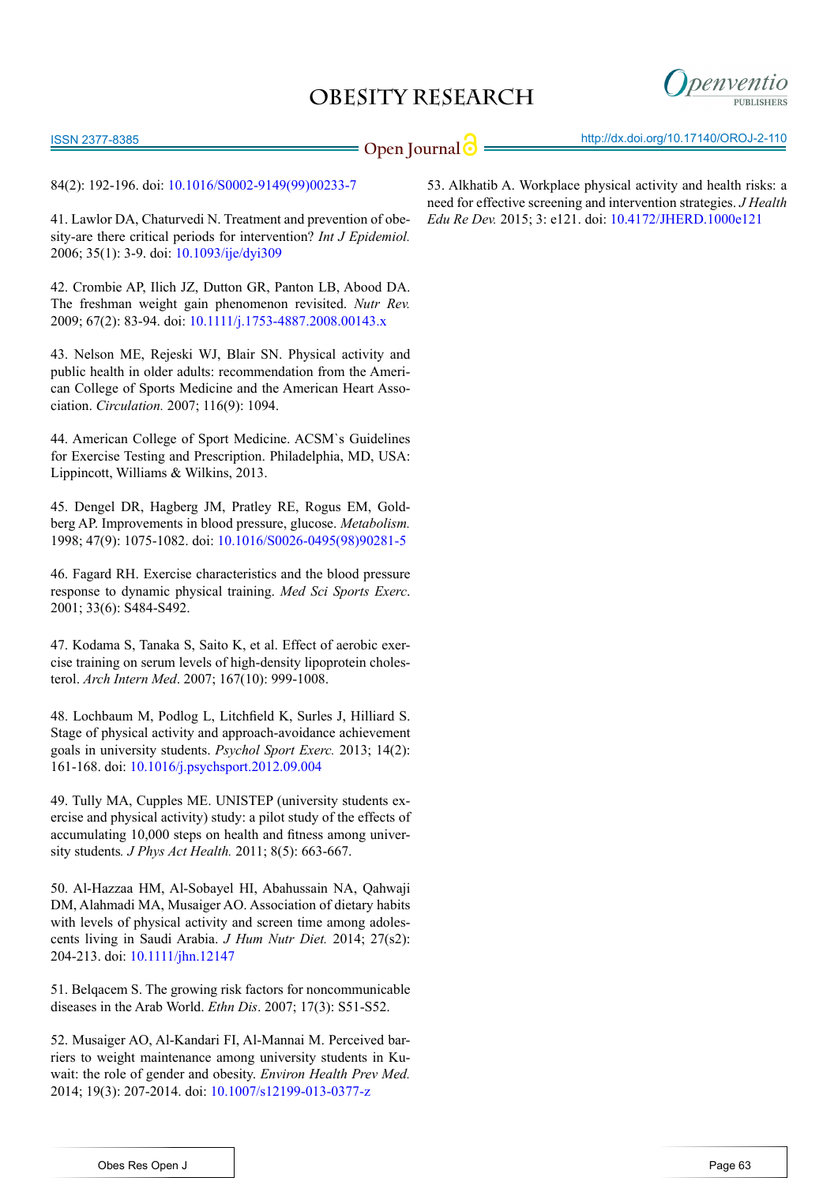84(2): 192-196. doi: 10.1016/S0002-9149(99)00233-7

41. Lawlor DA, Chaturvedi N. Treatment and prevention of obesity-are there critical periods for intervention? *Int J Epidemiol.* 2006; 35(1): 3-9. doi: 10.1093/ije/dyi309

42. Crombie AP, Ilich JZ, Dutton GR, Panton LB, Abood DA. The freshman weight gain phenomenon revisited. *Nutr Rev.* 2009; 67(2): 83-94. doi: 10.1111/j.1753-4887.2008.00143.x

43. Nelson ME, Rejeski WJ, Blair SN. Physical activity and public health in older adults: recommendation from the American College of Sports Medicine and the American Heart Association. *Circulation.* 2007; 116(9): 1094.

44. American College of Sport Medicine. ACSM`s Guidelines for Exercise Testing and Prescription. Philadelphia, MD, USA: Lippincott, Williams & Wilkins, 2013.

45. Dengel DR, Hagberg JM, Pratley RE, Rogus EM, Goldberg AP. Improvements in blood pressure, glucose. *Metabolism.* 1998; 47(9): 1075-1082. doi: 10.1016/S0026-0495(98)90281-5

46. Fagard RH. Exercise characteristics and the blood pressure response to dynamic physical training. *Med Sci Sports Exerc.* 2001; 33(6): S484-S492.

47. Kodama S, Tanaka S, Saito K, et al. Effect of aerobic exercise training on serum levels of high-density lipoprotein cholesterol. *Arch Intern Med*. 2007; 167(10): 999-1008.

48. Lochbaum M, Podlog L, Litchfield K, Surles J, Hilliard S. Stage of physical activity and approach-avoidance achievement goals in university students. *Psychol Sport Exerc.* 2013; 14(2): 161-168. doi: 10.1016/j.psychsport.2012.09.004

49. Tully MA, Cupples ME. UNISTEP (university students exercise and physical activity) study: a pilot study of the effects of accumulating 10,000 steps on health and fitness among university students*. J Phys Act Health.* 2011; 8(5): 663-667.

50. Al-Hazzaa HM, Al-Sobayel HI, Abahussain NA, Qahwaji DM, Alahmadi MA, Musaiger AO. Association of dietary habits with levels of physical activity and screen time among adolescents living in Saudi Arabia. *J Hum Nutr Diet.* 2014; 27(s2): 204-213. doi: 10.1111/jhn.12147

51. Belqacem S. The growing risk factors for noncommunicable diseases in the Arab World. *Ethn Dis*. 2007; 17(3): S51-S52.

52. Musaiger AO, Al-Kandari FI, Al-Mannai M. Perceived barriers to weight maintenance among university students in Kuwait: the role of gender and obesity. *Environ Health Prev Med.* 2014; 19(3): 207-2014. doi: 10.1007/s12199-013-0377-z

53. Alkhatib A. Workplace physical activity and health risks: a need for effective screening and intervention strategies. *J Health Edu Re Dev.* 2015; 3: e121. doi: 10.4172/JHERD.1000e121